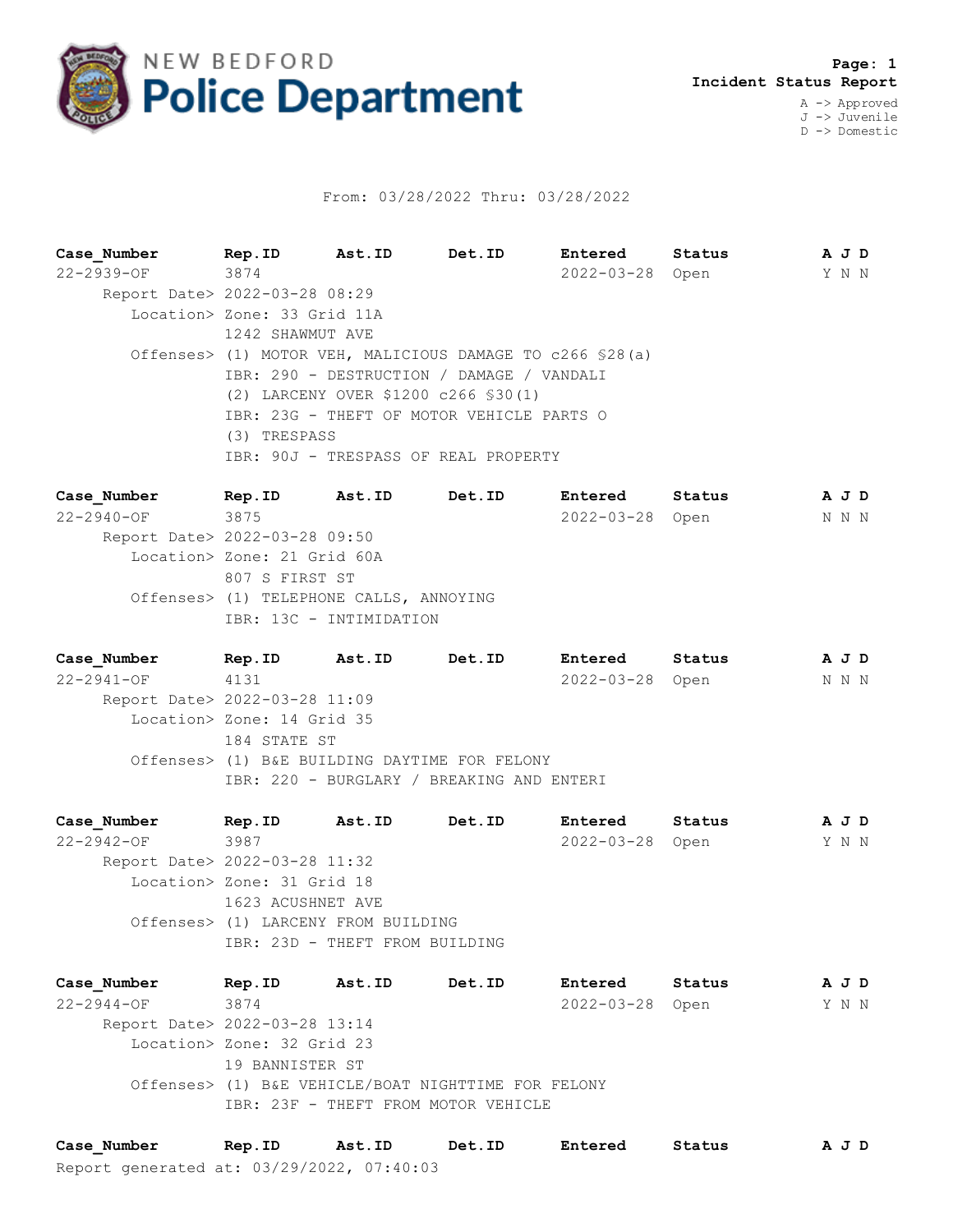# NEW BEDFORD Police Department

**Incident Status Report**

A -> Approved
J -> Juvenile
D -> Domestic

From: 03/28/2022 Thru: 03/28/2022

| Case_Number | Rep.ID | Ast.ID | Det.ID | Entered | Status | A J D |
|---|---|---|---|---|---|---|
| 22-2939-OF | 3874 | | | 2022-03-28 | Open | Y N N |

Report Date> 2022-03-28 08:29
Location> Zone: 33 Grid 11A
1242 SHAWMUT AVE
Offenses> (1) MOTOR VEH, MALICIOUS DAMAGE TO c266 §28(a)
IBR: 290 - DESTRUCTION / DAMAGE / VANDALI
(2) LARCENY OVER $1200 c266 §30(1)
IBR: 23G - THEFT OF MOTOR VEHICLE PARTS O
(3) TRESPASS
IBR: 90J - TRESPASS OF REAL PROPERTY

| Case_Number | Rep.ID | Ast.ID | Det.ID | Entered | Status | A J D |
|---|---|---|---|---|---|---|
| 22-2940-OF | 3875 | | | 2022-03-28 | Open | N N N |

Report Date> 2022-03-28 09:50
Location> Zone: 21 Grid 60A
807 S FIRST ST
Offenses> (1) TELEPHONE CALLS, ANNOYING
IBR: 13C - INTIMIDATION

| Case_Number | Rep.ID | Ast.ID | Det.ID | Entered | Status | A J D |
|---|---|---|---|---|---|---|
| 22-2941-OF | 4131 | | | 2022-03-28 | Open | N N N |

Report Date> 2022-03-28 11:09
Location> Zone: 14 Grid 35
184 STATE ST
Offenses> (1) B&E BUILDING DAYTIME FOR FELONY
IBR: 220 - BURGLARY / BREAKING AND ENTERI

| Case_Number | Rep.ID | Ast.ID | Det.ID | Entered | Status | A J D |
|---|---|---|---|---|---|---|
| 22-2942-OF | 3987 | | | 2022-03-28 | Open | Y N N |

Report Date> 2022-03-28 11:32
Location> Zone: 31 Grid 18
1623 ACUSHNET AVE
Offenses> (1) LARCENY FROM BUILDING
IBR: 23D - THEFT FROM BUILDING

| Case_Number | Rep.ID | Ast.ID | Det.ID | Entered | Status | A J D |
|---|---|---|---|---|---|---|
| 22-2944-OF | 3874 | | | 2022-03-28 | Open | Y N N |

Report Date> 2022-03-28 13:14
Location> Zone: 32 Grid 23
19 BANNISTER ST
Offenses> (1) B&E VEHICLE/BOAT NIGHTTIME FOR FELONY
IBR: 23F - THEFT FROM MOTOR VEHICLE

| Case_Number | Rep.ID | Ast.ID | Det.ID | Entered | Status | A J D |
|---|---|---|---|---|---|---|

Report generated at: 03/29/2022, 07:40:03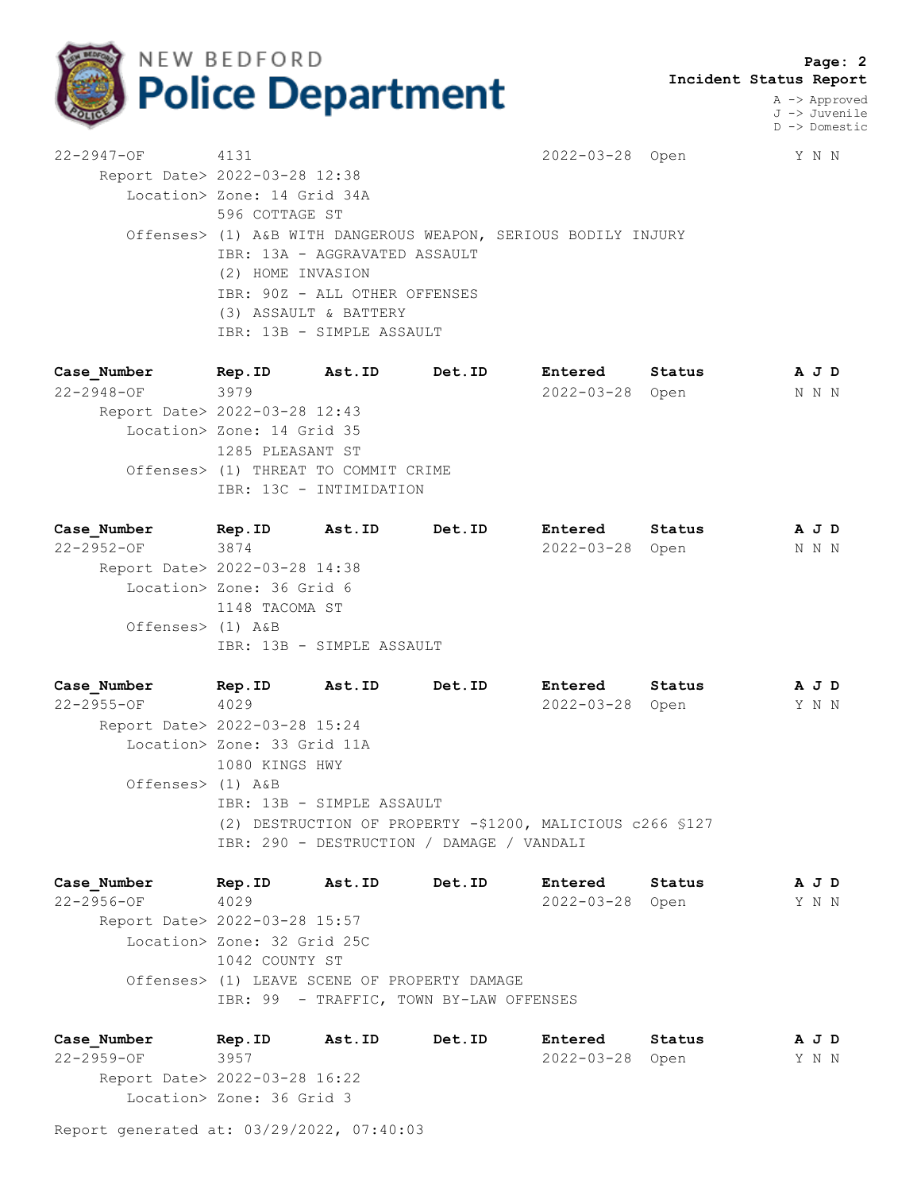# NEW BEDFORD Police Department

**Incident Status Report**

A -> Approved
J -> Juvenile
D -> Domestic

22-2947-OF 4131 2022-03-28 Open Y N N
Report Date> 2022-03-28 12:38
Location> Zone: 14 Grid 34A
596 COTTAGE ST
Offenses> (1) A&B WITH DANGEROUS WEAPON, SERIOUS BODILY INJURY
IBR: 13A - AGGRAVATED ASSAULT
(2) HOME INVASION
IBR: 90Z - ALL OTHER OFFENSES
(3) ASSAULT & BATTERY
IBR: 13B - SIMPLE ASSAULT

| Case_Number | Rep.ID | Ast.ID | Det.ID | Entered | Status | A J D |
|---|---|---|---|---|---|---|
| 22-2948-OF | 3979 | | | 2022-03-28 | Open | N N N |

Report Date> 2022-03-28 12:43
Location> Zone: 14 Grid 35
1285 PLEASANT ST
Offenses> (1) THREAT TO COMMIT CRIME
IBR: 13C - INTIMIDATION

| Case_Number | Rep.ID | Ast.ID | Det.ID | Entered | Status | A J D |
|---|---|---|---|---|---|---|
| 22-2952-OF | 3874 | | | 2022-03-28 | Open | N N N |

Report Date> 2022-03-28 14:38
Location> Zone: 36 Grid 6
1148 TACOMA ST
Offenses> (1) A&B
IBR: 13B - SIMPLE ASSAULT

| Case_Number | Rep.ID | Ast.ID | Det.ID | Entered | Status | A J D |
|---|---|---|---|---|---|---|
| 22-2955-OF | 4029 | | | 2022-03-28 | Open | Y N N |

Report Date> 2022-03-28 15:24
Location> Zone: 33 Grid 11A
1080 KINGS HWY
Offenses> (1) A&B
IBR: 13B - SIMPLE ASSAULT
(2) DESTRUCTION OF PROPERTY -$1200, MALICIOUS c266 §127
IBR: 290 - DESTRUCTION / DAMAGE / VANDALI

| Case_Number | Rep.ID | Ast.ID | Det.ID | Entered | Status | A J D |
|---|---|---|---|---|---|---|
| 22-2956-OF | 4029 | | | 2022-03-28 | Open | Y N N |

Report Date> 2022-03-28 15:57
Location> Zone: 32 Grid 25C
1042 COUNTY ST
Offenses> (1) LEAVE SCENE OF PROPERTY DAMAGE
IBR: 99 - TRAFFIC, TOWN BY-LAW OFFENSES

| Case_Number | Rep.ID | Ast.ID | Det.ID | Entered | Status | A J D |
|---|---|---|---|---|---|---|
| 22-2959-OF | 3957 | | | 2022-03-28 | Open | Y N N |

Report Date> 2022-03-28 16:22
Location> Zone: 36 Grid 3

Report generated at: 03/29/2022, 07:40:03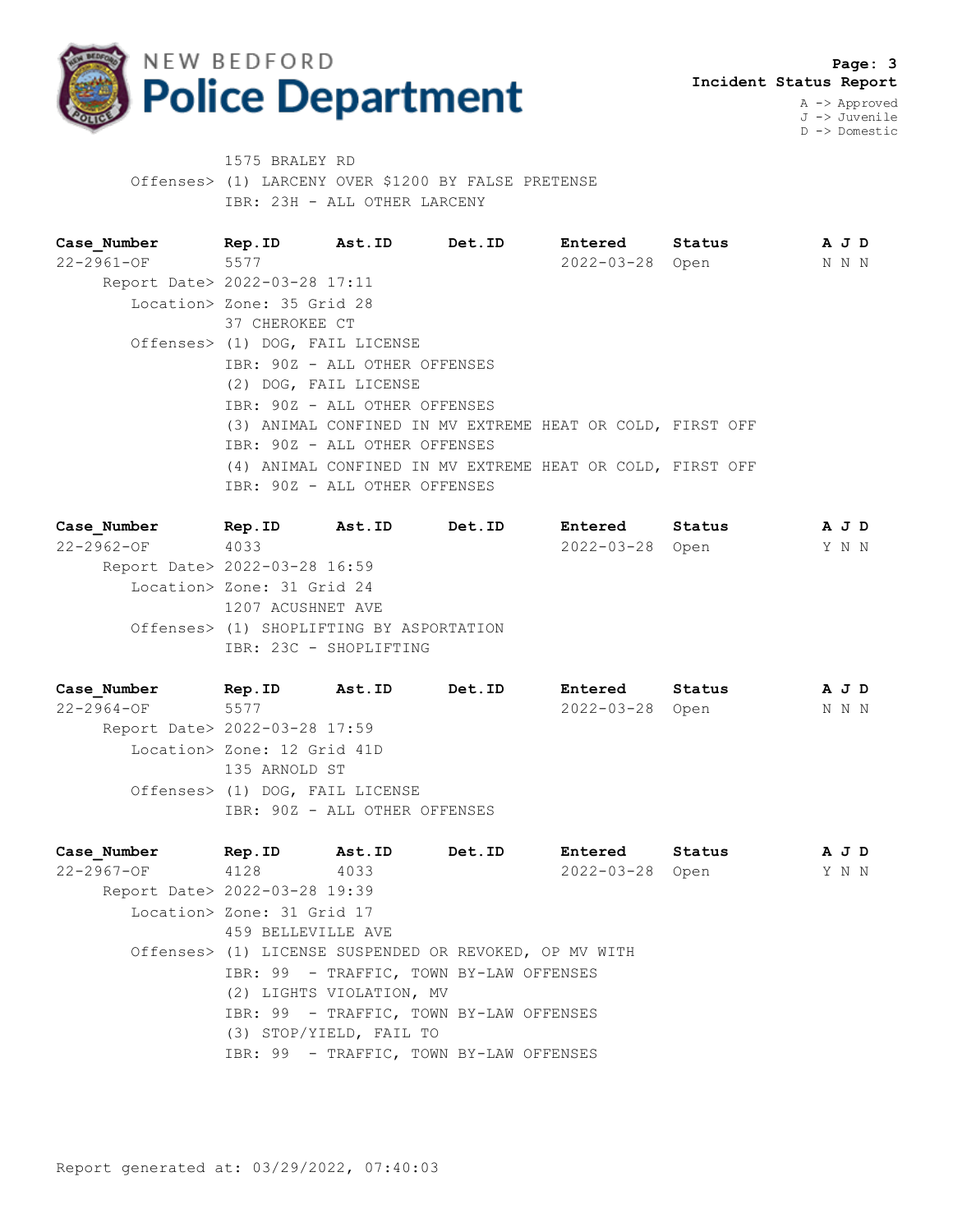1575 BRALEY RD
Offenses> (1) LARCENY OVER $1200 BY FALSE PRETENSE
IBR: 23H - ALL OTHER LARCENY

| Case_Number | Rep.ID | Ast.ID | Det.ID | Entered | Status | A J D |
|---|---|---|---|---|---|---|
| 22-2961-OF | 5577 | | | 2022-03-28 | Open | N N N |

Report Date> 2022-03-28 17:11
Location> Zone: 35 Grid 28
37 CHEROKEE CT
Offenses> (1) DOG, FAIL LICENSE
IBR: 90Z - ALL OTHER OFFENSES
(2) DOG, FAIL LICENSE
IBR: 90Z - ALL OTHER OFFENSES
(3) ANIMAL CONFINED IN MV EXTREME HEAT OR COLD, FIRST OFF
IBR: 90Z - ALL OTHER OFFENSES
(4) ANIMAL CONFINED IN MV EXTREME HEAT OR COLD, FIRST OFF
IBR: 90Z - ALL OTHER OFFENSES

| Case_Number | Rep.ID | Ast.ID | Det.ID | Entered | Status | A J D |
|---|---|---|---|---|---|---|
| 22-2962-OF | 4033 | | | 2022-03-28 | Open | Y N N |

Report Date> 2022-03-28 16:59
Location> Zone: 31 Grid 24
1207 ACUSHNET AVE
Offenses> (1) SHOPLIFTING BY ASPORTATION
IBR: 23C - SHOPLIFTING

| Case_Number | Rep.ID | Ast.ID | Det.ID | Entered | Status | A J D |
|---|---|---|---|---|---|---|
| 22-2964-OF | 5577 | | | 2022-03-28 | Open | N N N |

Report Date> 2022-03-28 17:59
Location> Zone: 12 Grid 41D
135 ARNOLD ST
Offenses> (1) DOG, FAIL LICENSE
IBR: 90Z - ALL OTHER OFFENSES

| Case_Number | Rep.ID | Ast.ID | Det.ID | Entered | Status | A J D |
|---|---|---|---|---|---|---|
| 22-2967-OF | 4128 | 4033 | | 2022-03-28 | Open | Y N N |

Report Date> 2022-03-28 19:39
Location> Zone: 31 Grid 17
459 BELLEVILLE AVE
Offenses> (1) LICENSE SUSPENDED OR REVOKED, OP MV WITH
IBR: 99 - TRAFFIC, TOWN BY-LAW OFFENSES
(2) LIGHTS VIOLATION, MV
IBR: 99 - TRAFFIC, TOWN BY-LAW OFFENSES
(3) STOP/YIELD, FAIL TO
IBR: 99 - TRAFFIC, TOWN BY-LAW OFFENSES